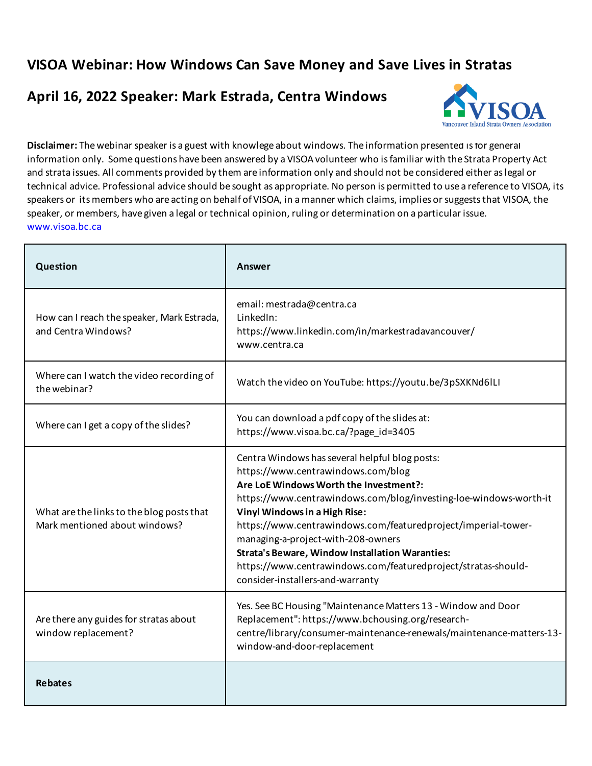# VISOA Webinar: How Windows Can Save Money and Save Lives in Stratas

## April 16, 2022 Speaker: Mark Estrada, Centra Windows

**Disclaimer:** The webinar speaker is a guest with knowlege about windows. The information presented is for general information only. Some questions have been answered by a VISOA volunteer who is familiar with the Strata Property Act and strata issues. All comments provided by them are information only and should not be considered either as legal or technical advice. Professional advice should be sought as appropriate. No person is permitted to use a reference to VISOA, its speakers or its members who are acting on behalf of VISOA, in a manner which claims, implies or suggests that VISOA, the speaker, or members, have given a legal or technical opinion, ruling or determination on a particular issue. www.visoa.bc.ca

| Question | Answer |
|---|---|
| How can I reach the speaker, Mark Estrada, and Centra Windows? | email: mestrada@centra.ca<br>LinkedIn: https://www.linkedin.com/in/markestradavancouver/<br>www.centra.ca |
| Where can I watch the video recording of the webinar? | Watch the video on YouTube: https://youtu.be/3pSXKNd6lLI |
| Where can I get a copy of the slides? | You can download a pdf copy of the slides at: https://www.visoa.bc.ca/?page_id=3405 |
| What are the links to the blog posts that Mark mentioned about windows? | Centra Windows has several helpful blog posts: https://www.centrawindows.com/blog<br>**Are LoE Windows Worth the Investment?:** https://www.centrawindows.com/blog/investing-loe-windows-worth-it<br>**Vinyl Windows in a High Rise:** https://www.centrawindows.com/featuredproject/imperial-tower-managing-a-project-with-208-owners<br>**Strata's Beware, Window Installation Waranties:** https://www.centrawindows.com/featuredproject/stratas-should-consider-installers-and-warranty |
| Are there any guides for stratas about window replacement? | Yes. See BC Housing "Maintenance Matters 13 - Window and Door Replacement": https://www.bchousing.org/research-centre/library/consumer-maintenance-renewals/maintenance-matters-13-window-and-door-replacement |
| **Rebates** | |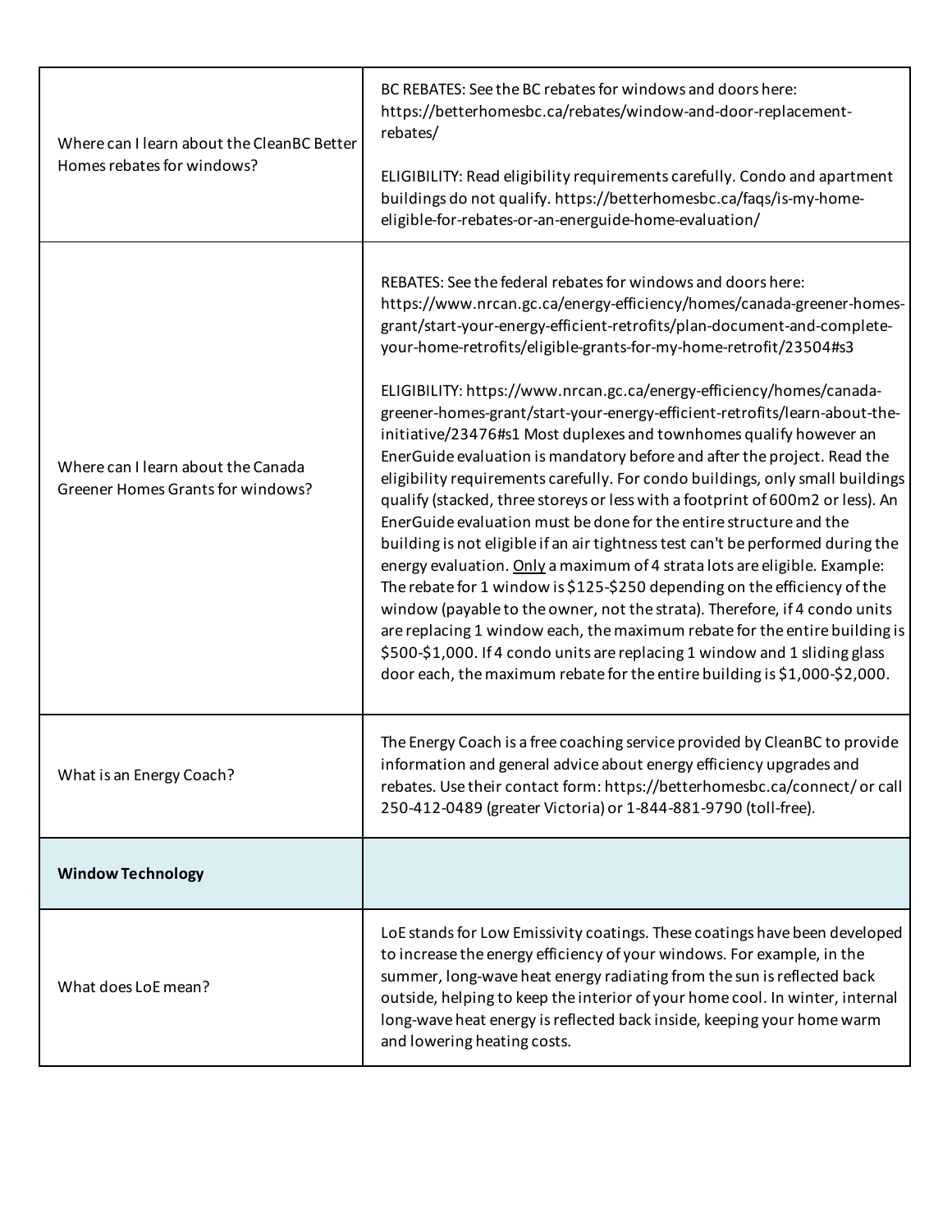| | |
|---|---|
| Where can I learn about the CleanBC Better Homes rebates for windows? | BC REBATES: See the BC rebates for windows and doors here: https://betterhomesbc.ca/rebates/window-and-door-replacement-rebates/<br><br>ELIGIBILITY: Read eligibility requirements carefully. Condo and apartment buildings do not qualify. https://betterhomesbc.ca/faqs/is-my-home-eligible-for-rebates-or-an-energuide-home-evaluation/ |
| Where can I learn about the Canada Greener Homes Grants for windows? | REBATES: See the federal rebates for windows and doors here: https://www.nrcan.gc.ca/energy-efficiency/homes/canada-greener-homes-grant/start-your-energy-efficient-retrofits/plan-document-and-complete-your-home-retrofits/eligible-grants-for-my-home-retrofit/23504#s3<br><br>ELIGIBILITY: https://www.nrcan.gc.ca/energy-efficiency/homes/canada-greener-homes-grant/start-your-energy-efficient-retrofits/learn-about-the-initiative/23476#s1 Most duplexes and townhomes qualify however an EnerGuide evaluation is mandatory before and after the project. Read the eligibility requirements carefully. For condo buildings, only small buildings qualify (stacked, three storeys or less with a footprint of 600m2 or less). An EnerGuide evaluation must be done for the entire structure and the building is not eligible if an air tightness test can't be performed during the energy evaluation. <u>Only</u> a maximum of 4 strata lots are eligible. Example: The rebate for 1 window is $125-$250 depending on the efficiency of the window (payable to the owner, not the strata). Therefore, if 4 condo units are replacing 1 window each, the maximum rebate for the entire building is $500-$1,000. If 4 condo units are replacing 1 window and 1 sliding glass door each, the maximum rebate for the entire building is $1,000-$2,000. |
| What is an Energy Coach? | The Energy Coach is a free coaching service provided by CleanBC to provide information and general advice about energy efficiency upgrades and rebates. Use their contact form: https://betterhomesbc.ca/connect/ or call 250-412-0489 (greater Victoria) or 1-844-881-9790 (toll-free). |
| **Window Technology** | |
| What does LoE mean? | LoE stands for Low Emissivity coatings. These coatings have been developed to increase the energy efficiency of your windows. For example, in the summer, long-wave heat energy radiating from the sun is reflected back outside, helping to keep the interior of your home cool. In winter, internal long-wave heat energy is reflected back inside, keeping your home warm and lowering heating costs. |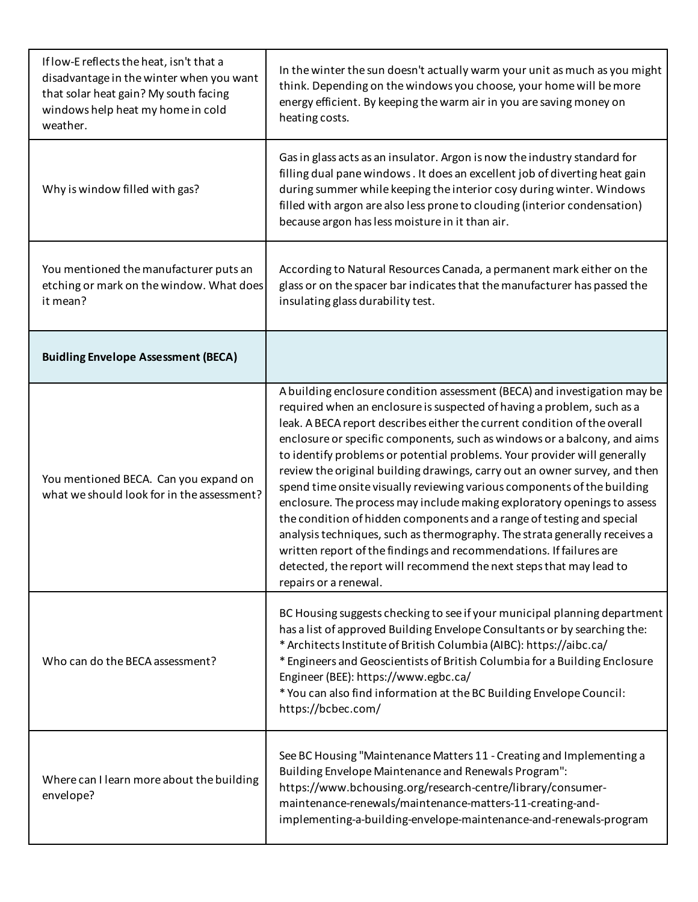| | |
|---|---|
| If low-E reflects the heat, isn't that a disadvantage in the winter when you want that solar heat gain? My south facing windows help heat my home in cold weather. | In the winter the sun doesn't actually warm your unit as much as you might think. Depending on the windows you choose, your home will be more energy efficient. By keeping the warm air in you are saving money on heating costs. |
| Why is window filled with gas? | Gas in glass acts as an insulator. Argon is now the industry standard for filling dual pane windows . It does an excellent job of diverting heat gain during summer while keeping the interior cosy during winter. Windows filled with argon are also less prone to clouding (interior condensation) because argon has less moisture in it than air. |
| You mentioned the manufacturer puts an etching or mark on the window. What does it mean? | According to Natural Resources Canada, a permanent mark either on the glass or on the spacer bar indicates that the manufacturer has passed the insulating glass durability test. |
| **Buidling Envelope Assessment (BECA)** | |
| You mentioned BECA. Can you expand on what we should look for in the assessment? | A building enclosure condition assessment (BECA) and investigation may be required when an enclosure is suspected of having a problem, such as a leak. A BECA report describes either the current condition of the overall enclosure or specific components, such as windows or a balcony, and aims to identify problems or potential problems. Your provider will generally review the original building drawings, carry out an owner survey, and then spend time onsite visually reviewing various components of the building enclosure. The process may include making exploratory openings to assess the condition of hidden components and a range of testing and special analysis techniques, such as thermography. The strata generally receives a written report of the findings and recommendations. If failures are detected, the report will recommend the next steps that may lead to repairs or a renewal. |
| Who can do the BECA assessment? | BC Housing suggests checking to see if your municipal planning department has a list of approved Building Envelope Consultants or by searching the:<br>* Architects Institute of British Columbia (AIBC): https://aibc.ca/<br>* Engineers and Geoscientists of British Columbia for a Building Enclosure Engineer (BEE): https://www.egbc.ca/<br>* You can also find information at the BC Building Envelope Council: https://bcbec.com/ |
| Where can I learn more about the building envelope? | See BC Housing "Maintenance Matters 11 - Creating and Implementing a Building Envelope Maintenance and Renewals Program": https://www.bchousing.org/research-centre/library/consumer-maintenance-renewals/maintenance-matters-11-creating-and-implementing-a-building-envelope-maintenance-and-renewals-program |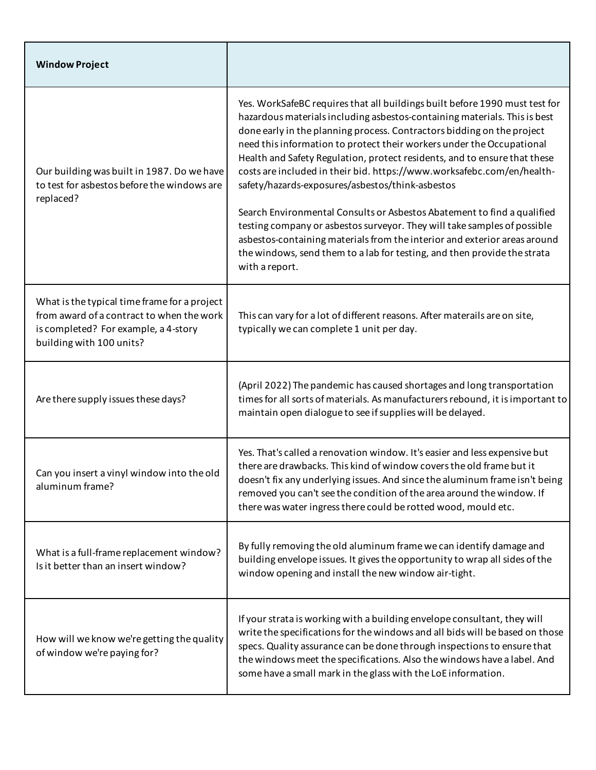| **Window Project** | |
|---|---|
| Our building was built in 1987. Do we have to test for asbestos before the windows are replaced? | Yes. WorkSafeBC requires that all buildings built before 1990 must test for hazardous materials including asbestos-containing materials. This is best done early in the planning process. Contractors bidding on the project need this information to protect their workers under the Occupational Health and Safety Regulation, protect residents, and to ensure that these costs are included in their bid. https://www.worksafebc.com/en/health-safety/hazards-exposures/asbestos/think-asbestos<br><br>Search Environmental Consults or Asbestos Abatement to find a qualified testing company or asbestos surveyor. They will take samples of possible asbestos-containing materials from the interior and exterior areas around the windows, send them to a lab for testing, and then provide the strata with a report. |
| What is the typical time frame for a project from award of a contract to when the work is completed? For example, a 4-story building with 100 units? | This can vary for a lot of different reasons. After materails are on site, typically we can complete 1 unit per day. |
| Are there supply issues these days? | (April 2022) The pandemic has caused shortages and long transportation times for all sorts of materials. As manufacturers rebound, it is important to maintain open dialogue to see if supplies will be delayed. |
| Can you insert a vinyl window into the old aluminum frame? | Yes. That's called a renovation window. It's easier and less expensive but there are drawbacks. This kind of window covers the old frame but it doesn't fix any underlying issues. And since the aluminum frame isn't being removed you can't see the condition of the area around the window. If there was water ingress there could be rotted wood, mould etc. |
| What is a full-frame replacement window? Is it better than an insert window? | By fully removing the old aluminum frame we can identify damage and building envelope issues. It gives the opportunity to wrap all sides of the window opening and install the new window air-tight. |
| How will we know we're getting the quality of window we're paying for? | If your strata is working with a building envelope consultant, they will write the specifications for the windows and all bids will be based on those specs. Quality assurance can be done through inspections to ensure that the windows meet the specifications. Also the windows have a label. And some have a small mark in the glass with the LoE information. |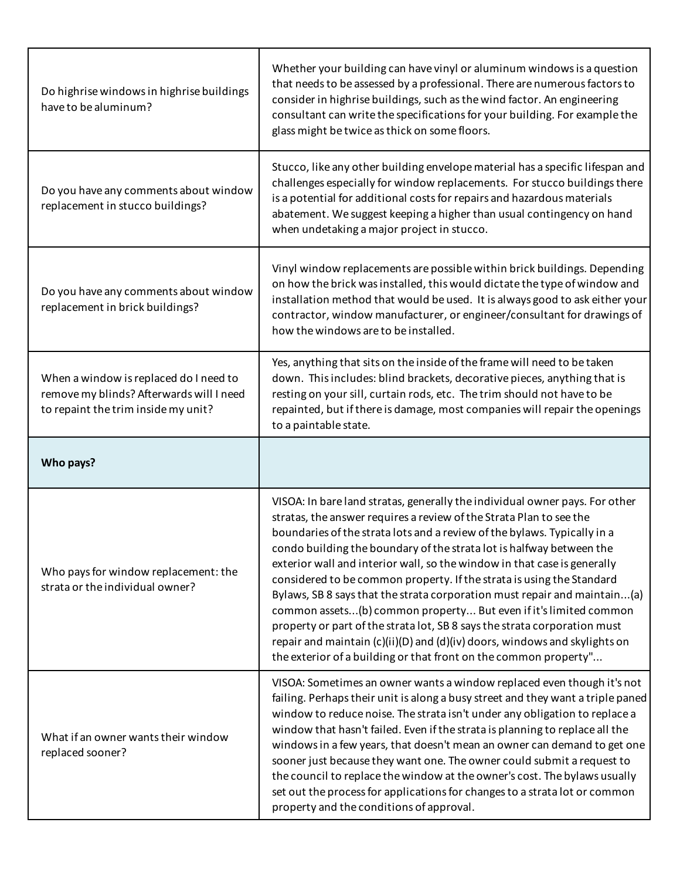| | |
|---|---|
| Do highrise windows in highrise buildings have to be aluminum? | Whether your building can have vinyl or aluminum windows is a question that needs to be assessed by a professional. There are numerous factors to consider in highrise buildings, such as the wind factor. An engineering consultant can write the specifications for your building. For example the glass might be twice as thick on some floors. |
| Do you have any comments about window replacement in stucco buildings? | Stucco, like any other building envelope material has a specific lifespan and challenges especially for window replacements. For stucco buildings there is a potential for additional costs for repairs and hazardous materials abatement. We suggest keeping a higher than usual contingency on hand when undetaking a major project in stucco. |
| Do you have any comments about window replacement in brick buildings? | Vinyl window replacements are possible within brick buildings. Depending on how the brick was installed, this would dictate the type of window and installation method that would be used. It is always good to ask either your contractor, window manufacturer, or engineer/consultant for drawings of how the windows are to be installed. |
| When a window is replaced do I need to remove my blinds? Afterwards will I need to repaint the trim inside my unit? | Yes, anything that sits on the inside of the frame will need to be taken down. This includes: blind brackets, decorative pieces, anything that is resting on your sill, curtain rods, etc. The trim should not have to be repainted, but if there is damage, most companies will repair the openings to a paintable state. |
| **Who pays?** | |
| Who pays for window replacement: the strata or the individual owner? | VISOA: In bare land stratas, generally the individual owner pays. For other stratas, the answer requires a review of the Strata Plan to see the boundaries of the strata lots and a review of the bylaws. Typically in a condo building the boundary of the strata lot is halfway between the exterior wall and interior wall, so the window in that case is generally considered to be common property. If the strata is using the Standard Bylaws, SB 8 says that the strata corporation must repair and maintain...(a) common assets...(b) common property... But even if it's limited common property or part of the strata lot, SB 8 says the strata corporation must repair and maintain (c)(ii)(D) and (d)(iv) doors, windows and skylights on the exterior of a building or that front on the common property"... |
| What if an owner wants their window replaced sooner? | VISOA: Sometimes an owner wants a window replaced even though it's not failing. Perhaps their unit is along a busy street and they want a triple paned window to reduce noise. The strata isn't under any obligation to replace a window that hasn't failed. Even if the strata is planning to replace all the windows in a few years, that doesn't mean an owner can demand to get one sooner just because they want one. The owner could submit a request to the council to replace the window at the owner's cost. The bylaws usually set out the process for applications for changes to a strata lot or common property and the conditions of approval. |